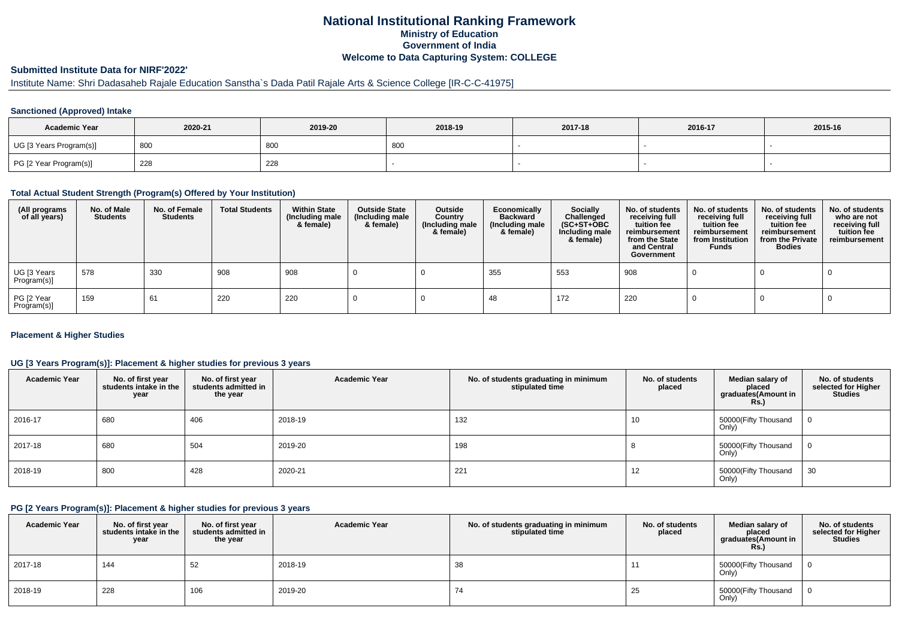# National Institutional Ranking Framework

## Ministry of Education

## Government of India

## Welcome to Data Capturing System: COLLEGE

### Submitted Institute Data for NIRF'2022'

Institute Name: Shri Dadasaheb Rajale Education Sanstha`s Dada Patil Rajale Arts & Science College [IR-C-C-41975]

#### Sanctioned (Approved) Intake

| Academic Year | 2020-21 | 2019-20 | 2018-19 | 2017-18 | 2016-17 | 2015-16 |
|---|---|---|---|---|---|---|
| UG [3 Years Program(s)] | 800 | 800 | 800 | - | - | - |
| PG [2 Year Program(s)] | 228 | 228 | - | - | - | - |

#### Total Actual Student Strength (Program(s) Offered by Your Institution)

| (All programs of all years) | No. of Male Students | No. of Female Students | Total Students | Within State (Including male & female) | Outside State (Including male & female) | Outside Country (Including male & female) | Economically Backward (Including male & female) | Socially Challenged (SC+ST+OBC Including male & female) | No. of students receiving full tuition fee reimbursement from the State and Central Government | No. of students receiving full tuition fee reimbursement from Institution Funds | No. of students receiving full tuition fee reimbursement from the Private Bodies | No. of students who are not receiving full tuition fee reimbursement |
|---|---|---|---|---|---|---|---|---|---|---|---|---|
| UG [3 Years Program(s)] | 578 | 330 | 908 | 908 | 0 | 0 | 355 | 553 | 908 | 0 | 0 | 0 |
| PG [2 Year Program(s)] | 159 | 61 | 220 | 220 | 0 | 0 | 48 | 172 | 220 | 0 | 0 | 0 |

#### Placement & Higher Studies

#### UG [3 Years Program(s)]: Placement & higher studies for previous 3 years

| Academic Year | No. of first year students intake in the year | No. of first year students admitted in the year | Academic Year | No. of students graduating in minimum stipulated time | No. of students placed | Median salary of placed graduates(Amount in Rs.) | No. of students selected for Higher Studies |
|---|---|---|---|---|---|---|---|
| 2016-17 | 680 | 406 | 2018-19 | 132 | 10 | 50000(Fifty Thousand Only) | 0 |
| 2017-18 | 680 | 504 | 2019-20 | 198 | 8 | 50000(Fifty Thousand Only) | 0 |
| 2018-19 | 800 | 428 | 2020-21 | 221 | 12 | 50000(Fifty Thousand Only) | 30 |

#### PG [2 Years Program(s)]: Placement & higher studies for previous 3 years

| Academic Year | No. of first year students intake in the year | No. of first year students admitted in the year | Academic Year | No. of students graduating in minimum stipulated time | No. of students placed | Median salary of placed graduates(Amount in Rs.) | No. of students selected for Higher Studies |
|---|---|---|---|---|---|---|---|
| 2017-18 | 144 | 52 | 2018-19 | 38 | 11 | 50000(Fifty Thousand Only) | 0 |
| 2018-19 | 228 | 106 | 2019-20 | 74 | 25 | 50000(Fifty Thousand Only) | 0 |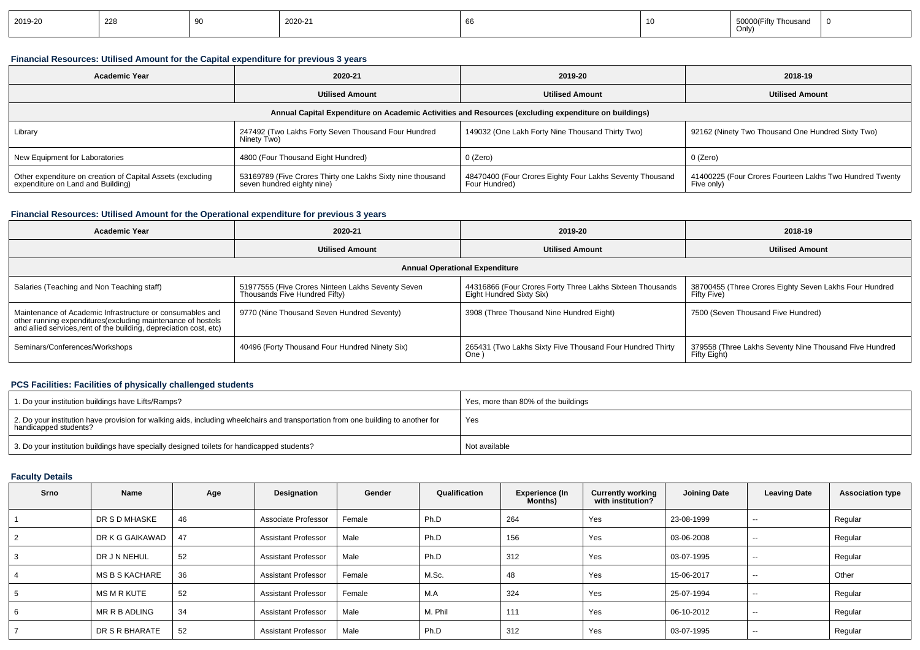| 2019-20 | 228 | 90 | 2020-21 | 66 | 10 | 50000(Fifty Thousand Only) | 0 |
|---|---|---|---|---|---|---|---|

### Financial Resources: Utilised Amount for the Capital expenditure for previous 3 years

| Academic Year | 2020-21 | 2019-20 | 2018-19 |
|---|---|---|---|
| | Utilised Amount | Utilised Amount | Utilised Amount |
| Annual Capital Expenditure on Academic Activities and Resources (excluding expenditure on buildings) | | | |
| Library | 247492 (Two Lakhs Forty Seven Thousand Four Hundred Ninety Two) | 149032 (One Lakh Forty Nine Thousand Thirty Two) | 92162 (Ninety Two Thousand One Hundred Sixty Two) |
| New Equipment for Laboratories | 4800 (Four Thousand Eight Hundred) | 0 (Zero) | 0 (Zero) |
| Other expenditure on creation of Capital Assets (excluding expenditure on Land and Building) | 53169789 (Five Crores Thirty one Lakhs Sixty nine thousand seven hundred eighty nine) | 48470400 (Four Crores Eighty Four Lakhs Seventy Thousand Four Hundred) | 41400225 (Four Crores Fourteen Lakhs Two Hundred Twenty Five only) |

### Financial Resources: Utilised Amount for the Operational expenditure for previous 3 years

| Academic Year | 2020-21 | 2019-20 | 2018-19 |
|---|---|---|---|
| | Utilised Amount | Utilised Amount | Utilised Amount |
| Annual Operational Expenditure | | | |
| Salaries (Teaching and Non Teaching staff) | 51977555 (Five Crores Ninteen Lakhs Seventy Seven Thousands Five Hundred Fifty) | 44316866 (Four Crores Forty Three Lakhs Sixteen Thousands Eight Hundred Sixty Six) | 38700455 (Three Crores Eighty Seven Lakhs Four Hundred Fifty Five) |
| Maintenance of Academic Infrastructure or consumables and other running expenditures(excluding maintenance of hostels and allied services,rent of the building, depreciation cost, etc) | 9770 (Nine Thousand Seven Hundred Seventy) | 3908 (Three Thousand Nine Hundred Eight) | 7500 (Seven Thousand Five Hundred) |
| Seminars/Conferences/Workshops | 40496 (Forty Thousand Four Hundred Ninety Six) | 265431 (Two Lakhs Sixty Five Thousand Four Hundred Thirty One ) | 379558 (Three Lakhs Seventy Nine Thousand Five Hundred Fifty Eight) |

### PCS Facilities: Facilities of physically challenged students

| | |
|---|---|
| 1. Do your institution buildings have Lifts/Ramps? | Yes, more than 80% of the buildings |
| 2. Do your institution have provision for walking aids, including wheelchairs and transportation from one building to another for handicapped students? | Yes |
| 3. Do your institution buildings have specially designed toilets for handicapped students? | Not available |

### Faculty Details

| Srno | Name | Age | Designation | Gender | Qualification | Experience (In Months) | Currently working with institution? | Joining Date | Leaving Date | Association type |
|---|---|---|---|---|---|---|---|---|---|---|
| 1 | DR S D MHASKE | 46 | Associate Professor | Female | Ph.D | 264 | Yes | 23-08-1999 | -- | Regular |
| 2 | DR K G GAIKAWAD | 47 | Assistant Professor | Male | Ph.D | 156 | Yes | 03-06-2008 | -- | Regular |
| 3 | DR J N NEHUL | 52 | Assistant Professor | Male | Ph.D | 312 | Yes | 03-07-1995 | -- | Regular |
| 4 | MS B S KACHARE | 36 | Assistant Professor | Female | M.Sc. | 48 | Yes | 15-06-2017 | -- | Other |
| 5 | MS M R KUTE | 52 | Assistant Professor | Female | M.A | 324 | Yes | 25-07-1994 | -- | Regular |
| 6 | MR R B ADLING | 34 | Assistant Professor | Male | M. Phil | 111 | Yes | 06-10-2012 | -- | Regular |
| 7 | DR S R BHARATE | 52 | Assistant Professor | Male | Ph.D | 312 | Yes | 03-07-1995 | -- | Regular |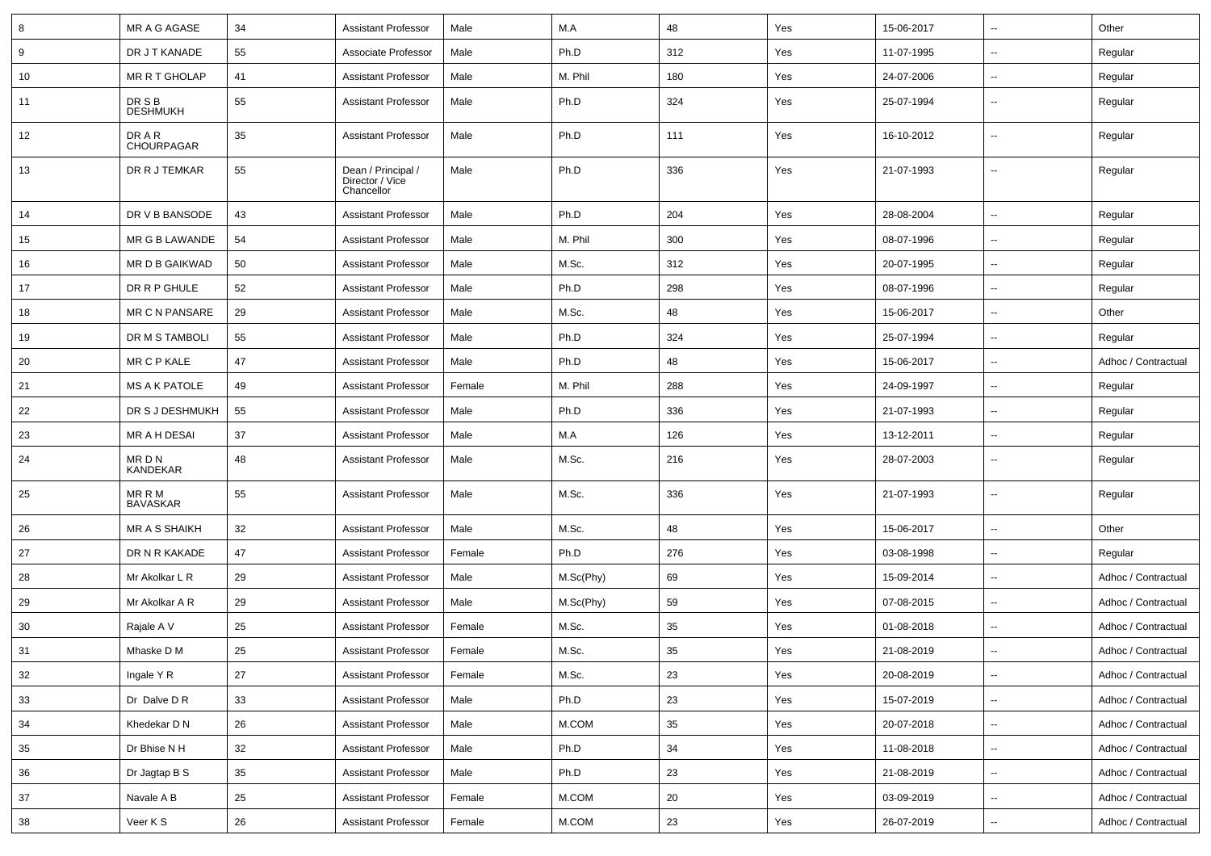| | | | | | | | | | | |
|---|---|---|---|---|---|---|---|---|---|---|
| 8 | MR A G AGASE | 34 | Assistant Professor | Male | M.A | 48 | Yes | 15-06-2017 | -- | Other |
| 9 | DR J T KANADE | 55 | Associate Professor | Male | Ph.D | 312 | Yes | 11-07-1995 | -- | Regular |
| 10 | MR R T GHOLAP | 41 | Assistant Professor | Male | M. Phil | 180 | Yes | 24-07-2006 | -- | Regular |
| 11 | DR S B DESHMUKH | 55 | Assistant Professor | Male | Ph.D | 324 | Yes | 25-07-1994 | -- | Regular |
| 12 | DR A R CHOURPAGAR | 35 | Assistant Professor | Male | Ph.D | 111 | Yes | 16-10-2012 | -- | Regular |
| 13 | DR R J TEMKAR | 55 | Dean / Principal / Director / Vice Chancellor | Male | Ph.D | 336 | Yes | 21-07-1993 | -- | Regular |
| 14 | DR V B BANSODE | 43 | Assistant Professor | Male | Ph.D | 204 | Yes | 28-08-2004 | -- | Regular |
| 15 | MR G B LAWANDE | 54 | Assistant Professor | Male | M. Phil | 300 | Yes | 08-07-1996 | -- | Regular |
| 16 | MR D B GAIKWAD | 50 | Assistant Professor | Male | M.Sc. | 312 | Yes | 20-07-1995 | -- | Regular |
| 17 | DR R P GHULE | 52 | Assistant Professor | Male | Ph.D | 298 | Yes | 08-07-1996 | -- | Regular |
| 18 | MR C N PANSARE | 29 | Assistant Professor | Male | M.Sc. | 48 | Yes | 15-06-2017 | -- | Other |
| 19 | DR M S TAMBOLI | 55 | Assistant Professor | Male | Ph.D | 324 | Yes | 25-07-1994 | -- | Regular |
| 20 | MR C P KALE | 47 | Assistant Professor | Male | Ph.D | 48 | Yes | 15-06-2017 | -- | Adhoc / Contractual |
| 21 | MS A K PATOLE | 49 | Assistant Professor | Female | M. Phil | 288 | Yes | 24-09-1997 | -- | Regular |
| 22 | DR S J DESHMUKH | 55 | Assistant Professor | Male | Ph.D | 336 | Yes | 21-07-1993 | -- | Regular |
| 23 | MR A H DESAI | 37 | Assistant Professor | Male | M.A | 126 | Yes | 13-12-2011 | -- | Regular |
| 24 | MR D N KANDEKAR | 48 | Assistant Professor | Male | M.Sc. | 216 | Yes | 28-07-2003 | -- | Regular |
| 25 | MR R M BAVASKAR | 55 | Assistant Professor | Male | M.Sc. | 336 | Yes | 21-07-1993 | -- | Regular |
| 26 | MR A S SHAIKH | 32 | Assistant Professor | Male | M.Sc. | 48 | Yes | 15-06-2017 | -- | Other |
| 27 | DR N R KAKADE | 47 | Assistant Professor | Female | Ph.D | 276 | Yes | 03-08-1998 | -- | Regular |
| 28 | Mr Akolkar L R | 29 | Assistant Professor | Male | M.Sc(Phy) | 69 | Yes | 15-09-2014 | -- | Adhoc / Contractual |
| 29 | Mr Akolkar A R | 29 | Assistant Professor | Male | M.Sc(Phy) | 59 | Yes | 07-08-2015 | -- | Adhoc / Contractual |
| 30 | Rajale A V | 25 | Assistant Professor | Female | M.Sc. | 35 | Yes | 01-08-2018 | -- | Adhoc / Contractual |
| 31 | Mhaske D M | 25 | Assistant Professor | Female | M.Sc. | 35 | Yes | 21-08-2019 | -- | Adhoc / Contractual |
| 32 | Ingale Y R | 27 | Assistant Professor | Female | M.Sc. | 23 | Yes | 20-08-2019 | -- | Adhoc / Contractual |
| 33 | Dr Dalve D R | 33 | Assistant Professor | Male | Ph.D | 23 | Yes | 15-07-2019 | -- | Adhoc / Contractual |
| 34 | Khedekar D N | 26 | Assistant Professor | Male | M.COM | 35 | Yes | 20-07-2018 | -- | Adhoc / Contractual |
| 35 | Dr Bhise N H | 32 | Assistant Professor | Male | Ph.D | 34 | Yes | 11-08-2018 | -- | Adhoc / Contractual |
| 36 | Dr Jagtap B S | 35 | Assistant Professor | Male | Ph.D | 23 | Yes | 21-08-2019 | -- | Adhoc / Contractual |
| 37 | Navale A B | 25 | Assistant Professor | Female | M.COM | 20 | Yes | 03-09-2019 | -- | Adhoc / Contractual |
| 38 | Veer K S | 26 | Assistant Professor | Female | M.COM | 23 | Yes | 26-07-2019 | -- | Adhoc / Contractual |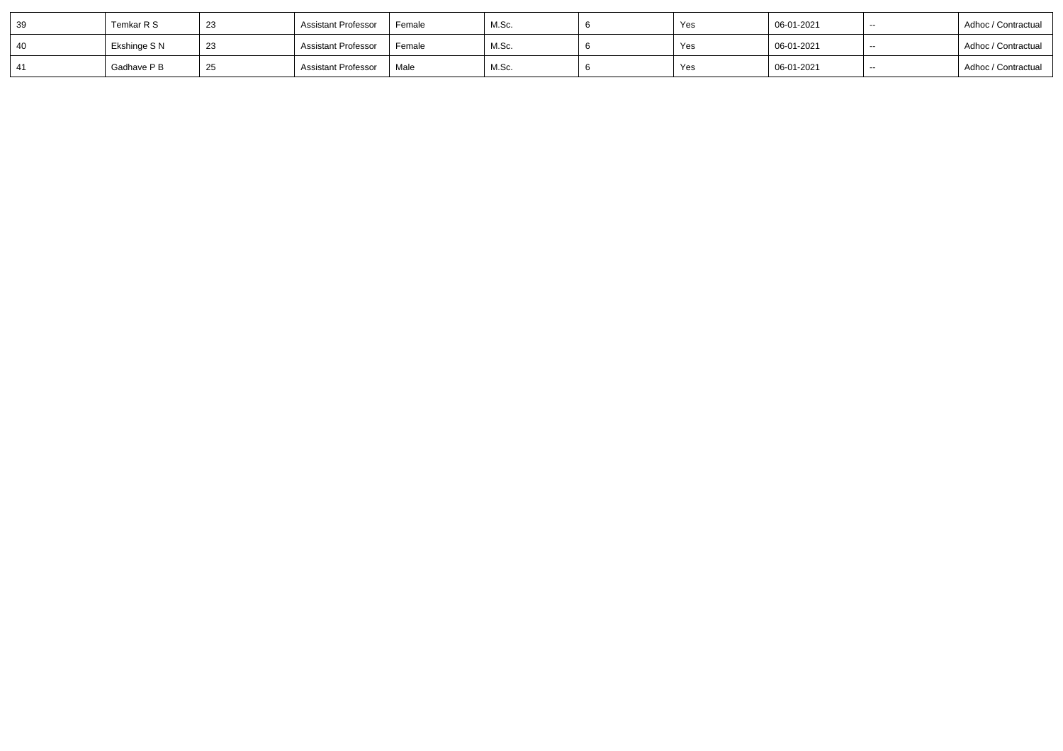| | | | | | | | | | | |
|---|---|---|---|---|---|---|---|---|---|---|
| 39 | Temkar R S | 23 | Assistant Professor | Female | M.Sc. | 6 | Yes | 06-01-2021 | -- | Adhoc / Contractual |
| 40 | Ekshinge S N | 23 | Assistant Professor | Female | M.Sc. | 6 | Yes | 06-01-2021 | -- | Adhoc / Contractual |
| 41 | Gadhave P B | 25 | Assistant Professor | Male | M.Sc. | 6 | Yes | 06-01-2021 | -- | Adhoc / Contractual |